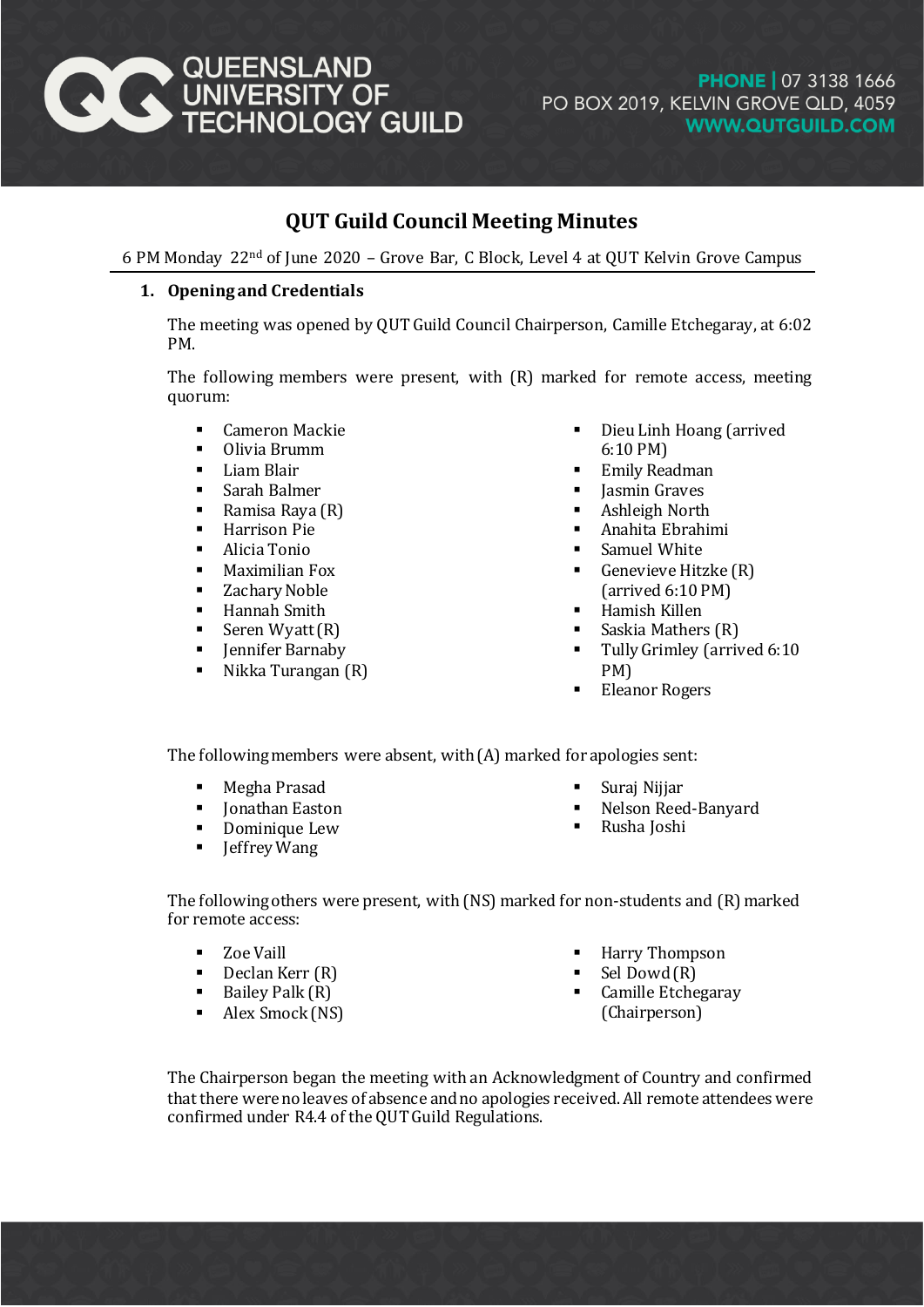# QUT Guild Council Meeting Minutes

6 PM Monday 22nd of June 2020 – Grove Bar, C Block, Level 4 at QUT Kelvin Grove Campus

## 1. Opening and Credentials

The meeting was opened by QUT Guild Council Chairperson, Camille Etchegaray, at 6:02 PM.

The following members were present, with (R) marked for remote access, meeting quorum:

- Cameron Mackie
- Olivia Brumm
- Liam Blair
- Sarah Balmer
- Ramisa Raya (R)
- Harrison Pie
- Alicia Tonio
- Maximilian Fox
- Zachary Noble
- Hannah Smith
- Seren Wyatt (R)
- Jennifer Barnaby
- Nikka Turangan (R)
- Dieu Linh Hoang (arrived 6:10 PM)
- Emily Readman
- Jasmin Graves
- Ashleigh North
- Anahita Ebrahimi
- Samuel White
- Genevieve Hitzke (R) (arrived 6:10 PM)
- Hamish Killen
- Saskia Mathers (R)
- Tully Grimley (arrived 6:10 PM)
- Eleanor Rogers

The following members were absent, with (A) marked for apologies sent:

- Megha Prasad
- Jonathan Easton
- Dominique Lew
- Jeffrey Wang
- Suraj Nijjar
- Nelson Reed-Banyard
- Rusha Joshi

The following others were present, with (NS) marked for non-students and (R) marked for remote access:

- Zoe Vaill
- Declan Kerr (R)
- Bailey Palk (R)
- Alex Smock (NS)
- Harry Thompson
- Sel Dowd (R)
- Camille Etchegaray (Chairperson)

The Chairperson began the meeting with an Acknowledgment of Country and confirmed that there were no leaves of absence and no apologies received. All remote attendees were confirmed under R4.4 of the QUT Guild Regulations.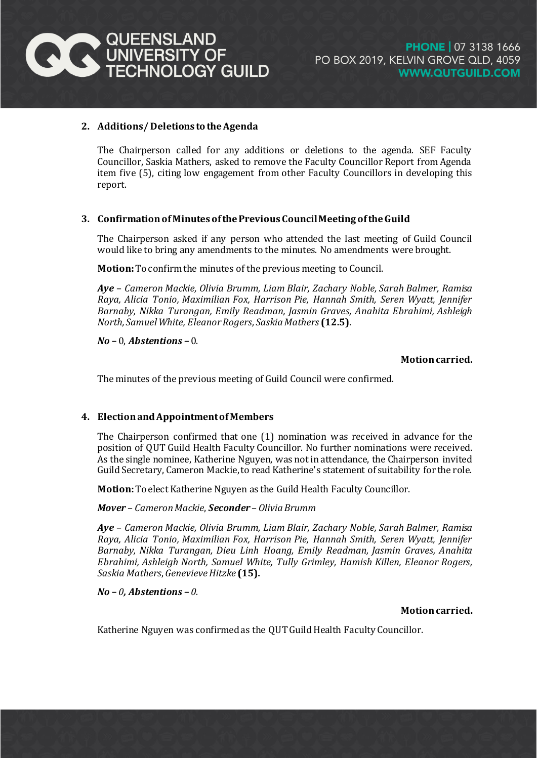## 2. Additions / Deletions to the Agenda

The Chairperson called for any additions or deletions to the agenda. SEF Faculty Councillor, Saskia Mathers, asked to remove the Faculty Councillor Report from Agenda item five (5), citing low engagement from other Faculty Councillors in developing this report.

## 3. Confirmation of Minutes of the Previous Council Meeting of the Guild

The Chairperson asked if any person who attended the last meeting of Guild Council would like to bring any amendments to the minutes. No amendments were brought.

**Motion:** To confirm the minutes of the previous meeting to Council.

***Aye*** *– Cameron Mackie, Olivia Brumm, Liam Blair, Zachary Noble, Sarah Balmer, Ramisa Raya, Alicia Tonio, Maximilian Fox, Harrison Pie, Hannah Smith, Seren Wyatt, Jennifer Barnaby, Nikka Turangan, Emily Readman, Jasmin Graves, Anahita Ebrahimi, Ashleigh North, Samuel White, Eleanor Rogers, Saskia Mathers* **(12.5)**.

***No*** **–** 0, ***Abstentions*** **–** 0.

**Motion carried.**

The minutes of the previous meeting of Guild Council were confirmed.

## 4. Election and Appointment of Members

The Chairperson confirmed that one (1) nomination was received in advance for the position of QUT Guild Health Faculty Councillor. No further nominations were received. As the single nominee, Katherine Nguyen, was not in attendance, the Chairperson invited Guild Secretary, Cameron Mackie, to read Katherine's statement of suitability for the role.

**Motion:** To elect Katherine Nguyen as the Guild Health Faculty Councillor.

***Mover*** *– Cameron Mackie,* ***Seconder*** *– Olivia Brumm*

***Aye*** *– Cameron Mackie, Olivia Brumm, Liam Blair, Zachary Noble, Sarah Balmer, Ramisa Raya, Alicia Tonio, Maximilian Fox, Harrison Pie, Hannah Smith, Seren Wyatt, Jennifer Barnaby, Nikka Turangan, Dieu Linh Hoang, Emily Readman, Jasmin Graves, Anahita Ebrahimi, Ashleigh North, Samuel White, Tully Grimley, Hamish Killen, Eleanor Rogers, Saskia Mathers, Genevieve Hitzke* **(15).**

***No – 0, Abstentions – 0.***

**Motion carried.**

Katherine Nguyen was confirmed as the QUT Guild Health Faculty Councillor.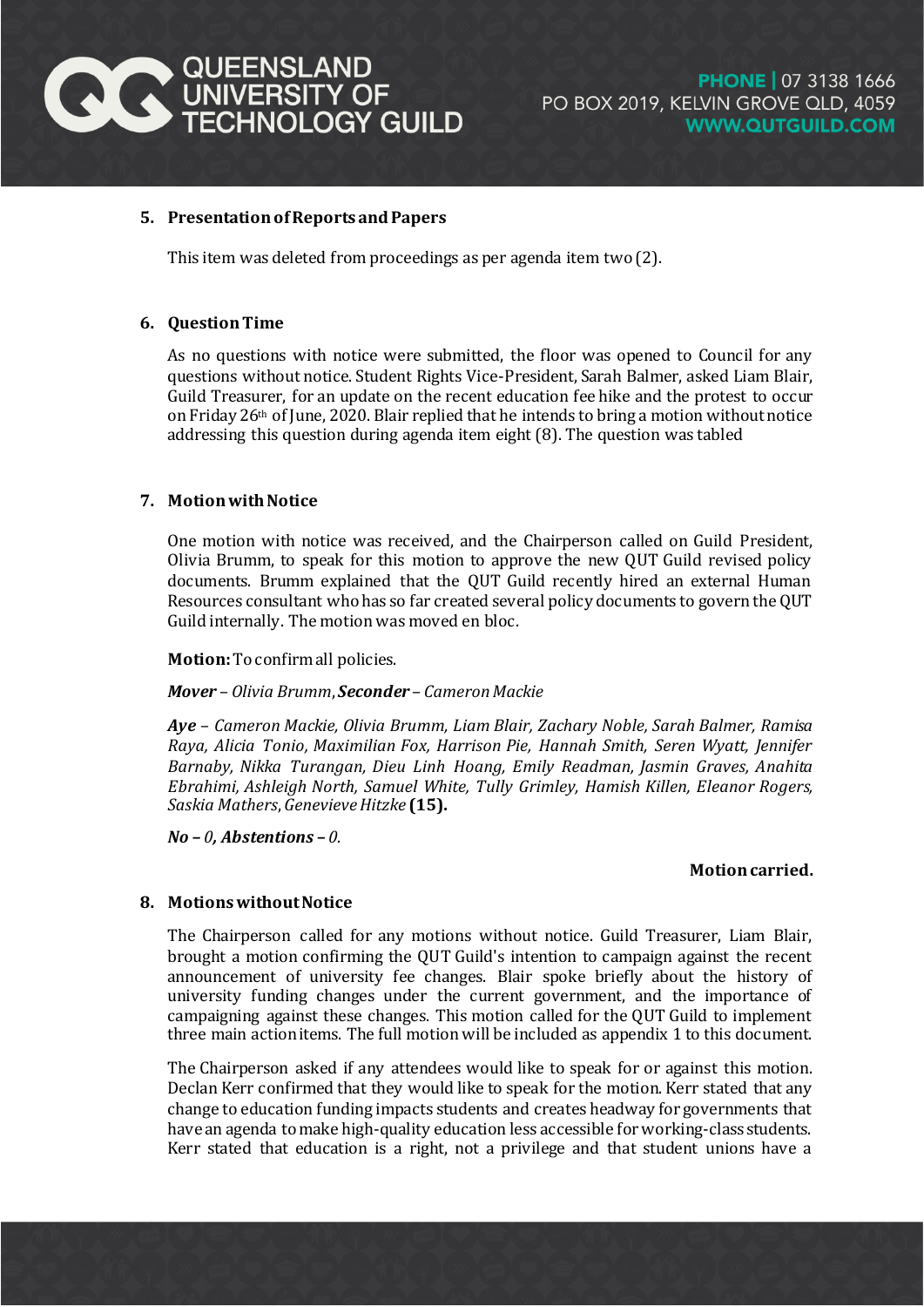## 5. Presentation of Reports and Papers

This item was deleted from proceedings as per agenda item two (2).

## 6. Question Time

As no questions with notice were submitted, the floor was opened to Council for any questions without notice. Student Rights Vice-President, Sarah Balmer, asked Liam Blair, Guild Treasurer, for an update on the recent education fee hike and the protest to occur on Friday 26th of June, 2020. Blair replied that he intends to bring a motion without notice addressing this question during agenda item eight (8). The question was tabled

## 7. Motion with Notice

One motion with notice was received, and the Chairperson called on Guild President, Olivia Brumm, to speak for this motion to approve the new QUT Guild revised policy documents. Brumm explained that the QUT Guild recently hired an external Human Resources consultant who has so far created several policy documents to govern the QUT Guild internally. The motion was moved en bloc.

**Motion:** To confirm all policies.

***Mover*** *– Olivia Brumm*, ***Seconder*** *– Cameron Mackie*

***Aye*** *– Cameron Mackie, Olivia Brumm, Liam Blair, Zachary Noble, Sarah Balmer, Ramisa Raya, Alicia Tonio, Maximilian Fox, Harrison Pie, Hannah Smith, Seren Wyatt, Jennifer Barnaby, Nikka Turangan, Dieu Linh Hoang, Emily Readman, Jasmin Graves, Anahita Ebrahimi, Ashleigh North, Samuel White, Tully Grimley, Hamish Killen, Eleanor Rogers, Saskia Mathers, Genevieve Hitzke* **(15).**

***No*** *– 0*, ***Abstentions*** *– 0.*

**Motion carried.**

## 8. Motions without Notice

The Chairperson called for any motions without notice. Guild Treasurer, Liam Blair, brought a motion confirming the QUT Guild's intention to campaign against the recent announcement of university fee changes. Blair spoke briefly about the history of university funding changes under the current government, and the importance of campaigning against these changes. This motion called for the QUT Guild to implement three main action items. The full motion will be included as appendix 1 to this document.

The Chairperson asked if any attendees would like to speak for or against this motion. Declan Kerr confirmed that they would like to speak for the motion. Kerr stated that any change to education funding impacts students and creates headway for governments that have an agenda to make high-quality education less accessible for working-class students. Kerr stated that education is a right, not a privilege and that student unions have a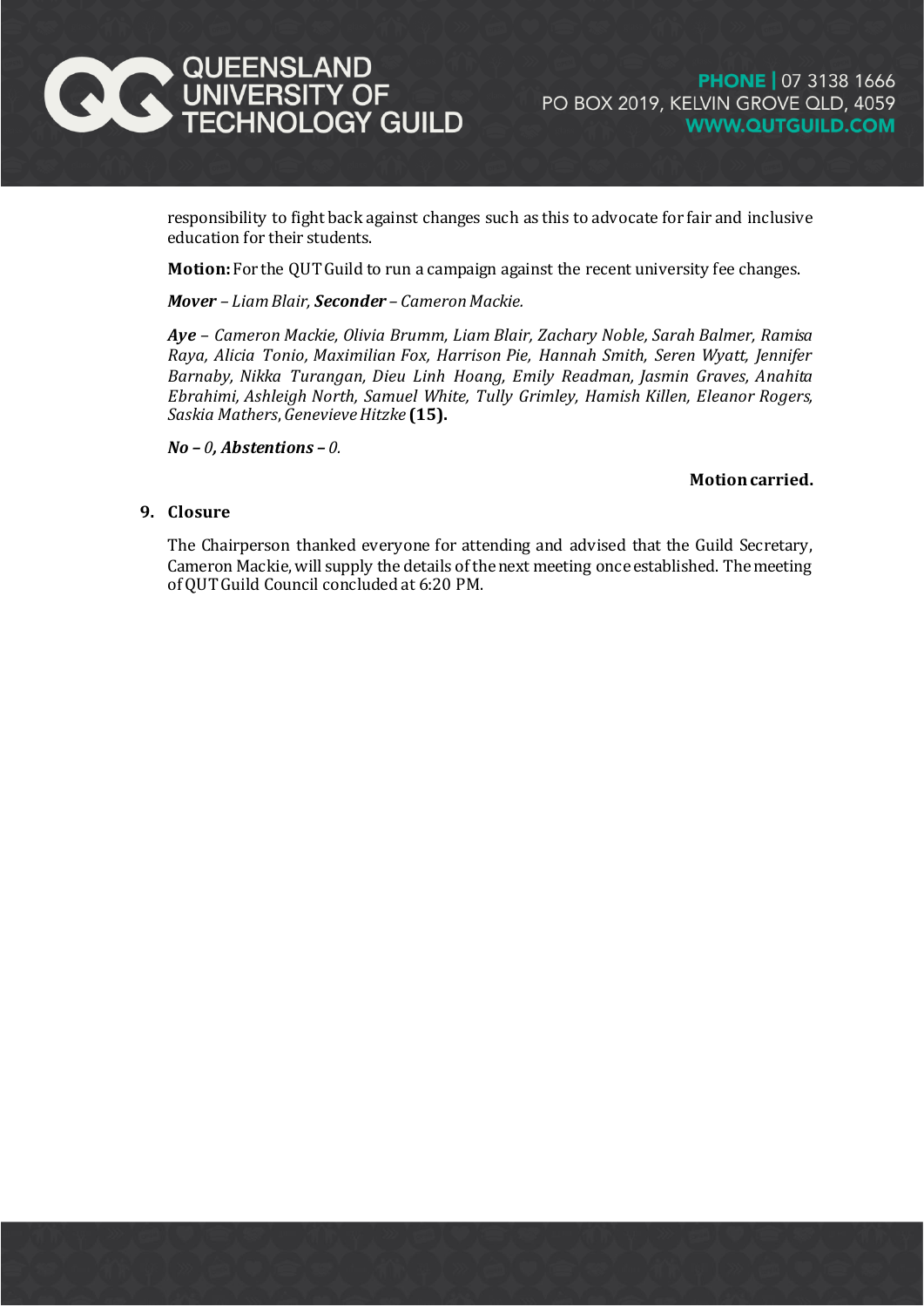responsibility to fight back against changes such as this to advocate for fair and inclusive education for their students.

**Motion:** For the QUT Guild to run a campaign against the recent university fee changes.

***Mover*** *– Liam Blair,* ***Seconder*** *– Cameron Mackie.*

***Aye*** *– Cameron Mackie, Olivia Brumm, Liam Blair, Zachary Noble, Sarah Balmer, Ramisa Raya, Alicia Tonio, Maximilian Fox, Harrison Pie, Hannah Smith, Seren Wyatt, Jennifer Barnaby, Nikka Turangan, Dieu Linh Hoang, Emily Readman, Jasmin Graves, Anahita Ebrahimi, Ashleigh North, Samuel White, Tully Grimley, Hamish Killen, Eleanor Rogers, Saskia Mathers, Genevieve Hitzke* **(15).**

***No – 0, Abstentions – 0.***

**Motion carried.**

## 9. Closure

The Chairperson thanked everyone for attending and advised that the Guild Secretary, Cameron Mackie, will supply the details of the next meeting once established. The meeting of QUT Guild Council concluded at 6:20 PM.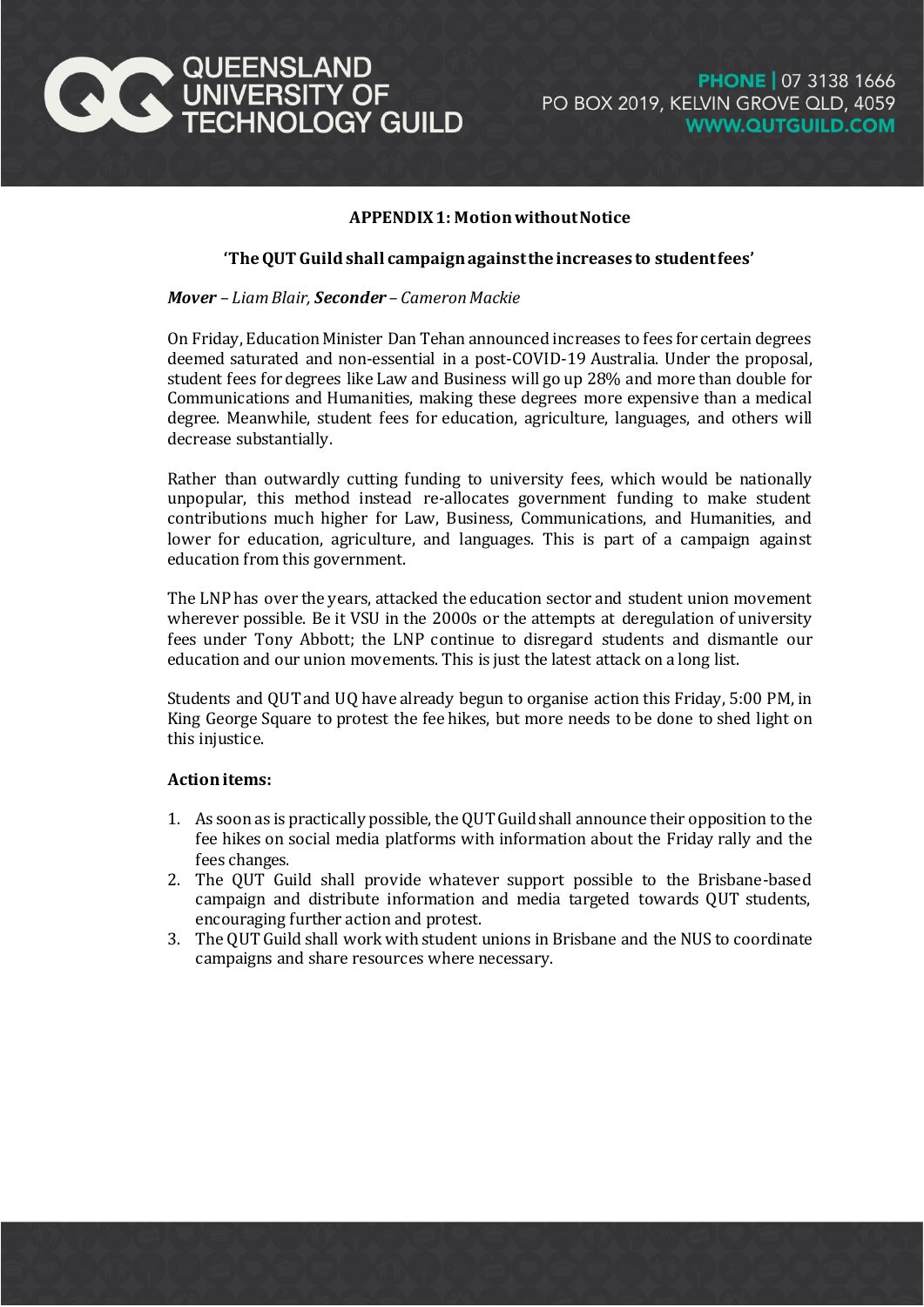**APPENDIX 1: Motion without Notice**

**'The QUT Guild shall campaign against the increases to student fees'**

***Mover*** *– Liam Blair,* ***Seconder*** *– Cameron Mackie*

On Friday, Education Minister Dan Tehan announced increases to fees for certain degrees deemed saturated and non-essential in a post-COVID-19 Australia. Under the proposal, student fees for degrees like Law and Business will go up 28% and more than double for Communications and Humanities, making these degrees more expensive than a medical degree. Meanwhile, student fees for education, agriculture, languages, and others will decrease substantially.

Rather than outwardly cutting funding to university fees, which would be nationally unpopular, this method instead re-allocates government funding to make student contributions much higher for Law, Business, Communications, and Humanities, and lower for education, agriculture, and languages. This is part of a campaign against education from this government.

The LNP has over the years, attacked the education sector and student union movement wherever possible. Be it VSU in the 2000s or the attempts at deregulation of university fees under Tony Abbott; the LNP continue to disregard students and dismantle our education and our union movements. This is just the latest attack on a long list.

Students and QUT and UQ have already begun to organise action this Friday, 5:00 PM, in King George Square to protest the fee hikes, but more needs to be done to shed light on this injustice.

**Action items:**

1. As soon as is practically possible, the QUT Guild shall announce their opposition to the fee hikes on social media platforms with information about the Friday rally and the fees changes.
2. The QUT Guild shall provide whatever support possible to the Brisbane-based campaign and distribute information and media targeted towards QUT students, encouraging further action and protest.
3. The QUT Guild shall work with student unions in Brisbane and the NUS to coordinate campaigns and share resources where necessary.